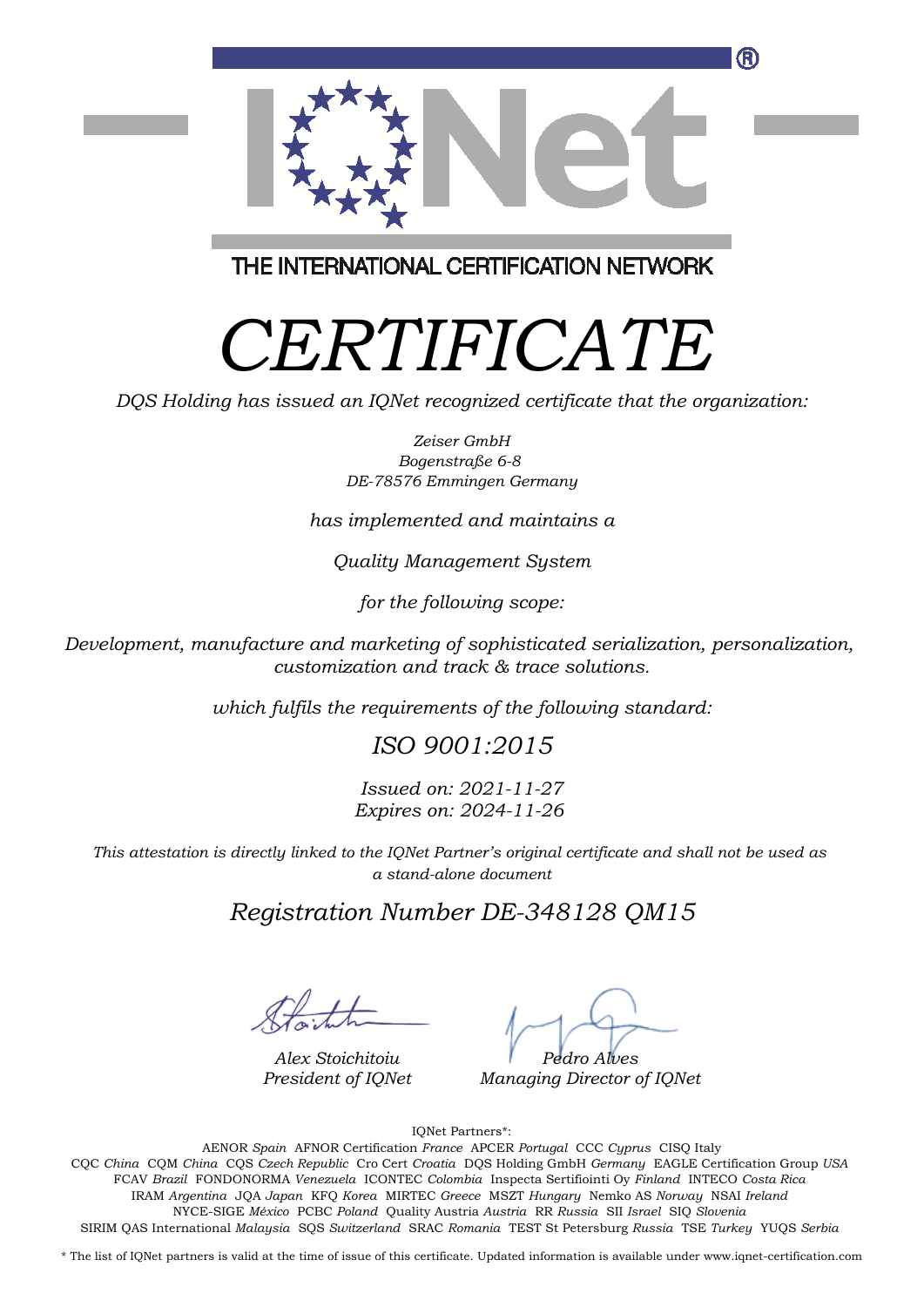IQNet®

THE INTERNATIONAL CERTIFICATION NETWORK

# *CERTIFICATE*

*DQS Holding has issued an IQNet recognized certificate that the organization:*

*Zeiser GmbH*
*Bogenstraße 6-8*
*DE-78576 Emmingen Germany*

*has implemented and maintains a*

*Quality Management System*

*for the following scope:*

*Development, manufacture and marketing of sophisticated serialization, personalization, customization and track & trace solutions.*

*which fulfils the requirements of the following standard:*

## *ISO 9001:2015*

*Issued on: 2021-11-27*
*Expires on: 2024-11-26*

*This attestation is directly linked to the IQNet Partner's original certificate and shall not be used as a stand-alone document*

## *Registration Number DE-348128 QM15*

*Alex Stoichitoiu*
*President of IQNet*

*Pedro Alves*
*Managing Director of IQNet*

IQNet Partners*:

AENOR *Spain* AFNOR Certification *France* APCER *Portugal* CCC *Cyprus* CISQ Italy
CQC *China* CQM *China* CQS *Czech Republic* Cro Cert *Croatia* DQS Holding GmbH *Germany* EAGLE Certification Group *USA*
FCAV *Brazil* FONDONORMA *Venezuela* ICONTEC *Colombia* Inspecta Sertifiointi Oy *Finland* INTECO *Costa Rica*
IRAM *Argentina* JQA *Japan* KFQ *Korea* MIRTEC *Greece* MSZT *Hungary* Nemko AS *Norway* NSAI *Ireland*
NYCE-SIGE *México* PCBC *Poland* Quality Austria *Austria* RR *Russia* SII *Israel* SIQ *Slovenia*
SIRIM QAS International *Malaysia* SQS *Switzerland* SRAC *Romania* TEST St Petersburg *Russia* TSE *Turkey* YUQS *Serbia*

* The list of IQNet partners is valid at the time of issue of this certificate. Updated information is available under www.iqnet-certification.com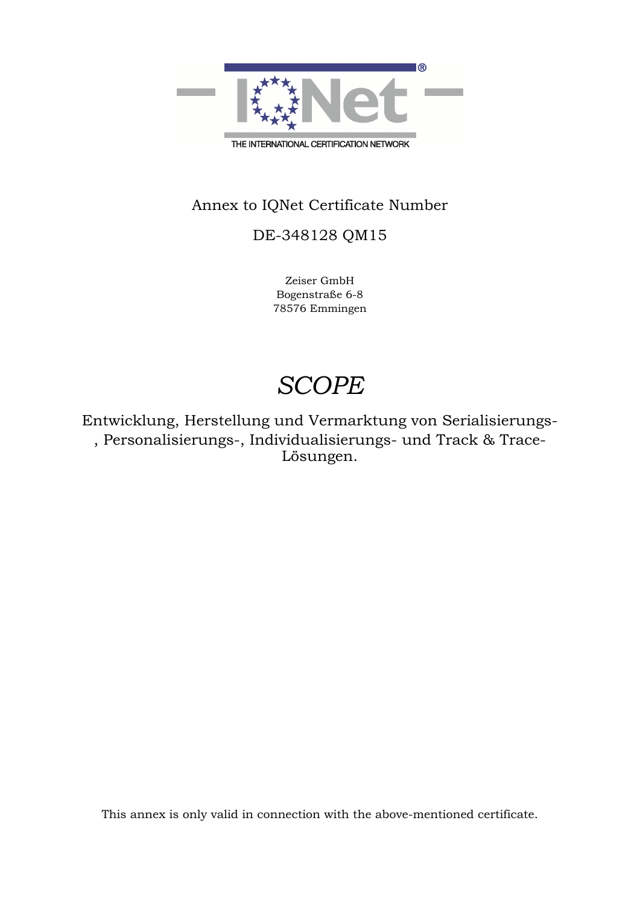IQNet

THE INTERNATIONAL CERTIFICATION NETWORK

Annex to IQNet Certificate Number

DE-348128 QM15

Zeiser GmbH
Bogenstraße 6-8
78576 Emmingen

# *SCOPE*

Entwicklung, Herstellung und Vermarktung von Serialisierungs-, Personalisierungs-, Individualisierungs- und Track & Trace-Lösungen.

This annex is only valid in connection with the above-mentioned certificate.